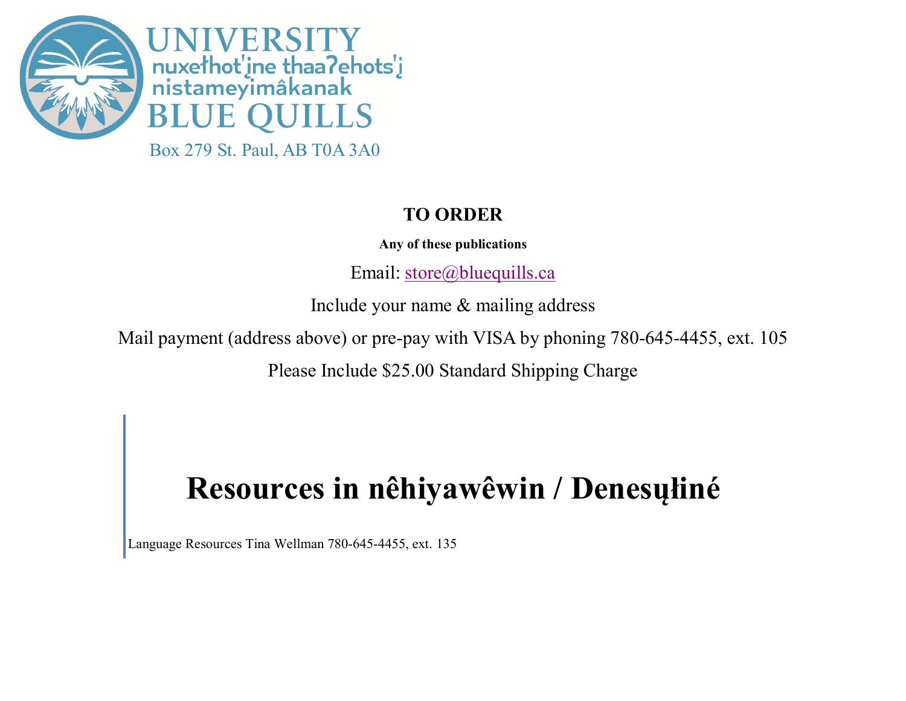UNIVERSITY
nuxełhot'įne thaa?ehots'į
nistameyimâkanak
BLUE QUILLS

Box 279 St. Paul, AB T0A 3A0

**TO ORDER**

**Any of these publications**

Email: store@bluequills.ca

Include your name & mailing address

Mail payment (address above) or pre-pay with VISA by phoning 780-645-4455, ext. 105

Please Include $25.00 Standard Shipping Charge

# Resources in nêhiyawêwin / Denesųłiné

Language Resources Tina Wellman 780-645-4455, ext. 135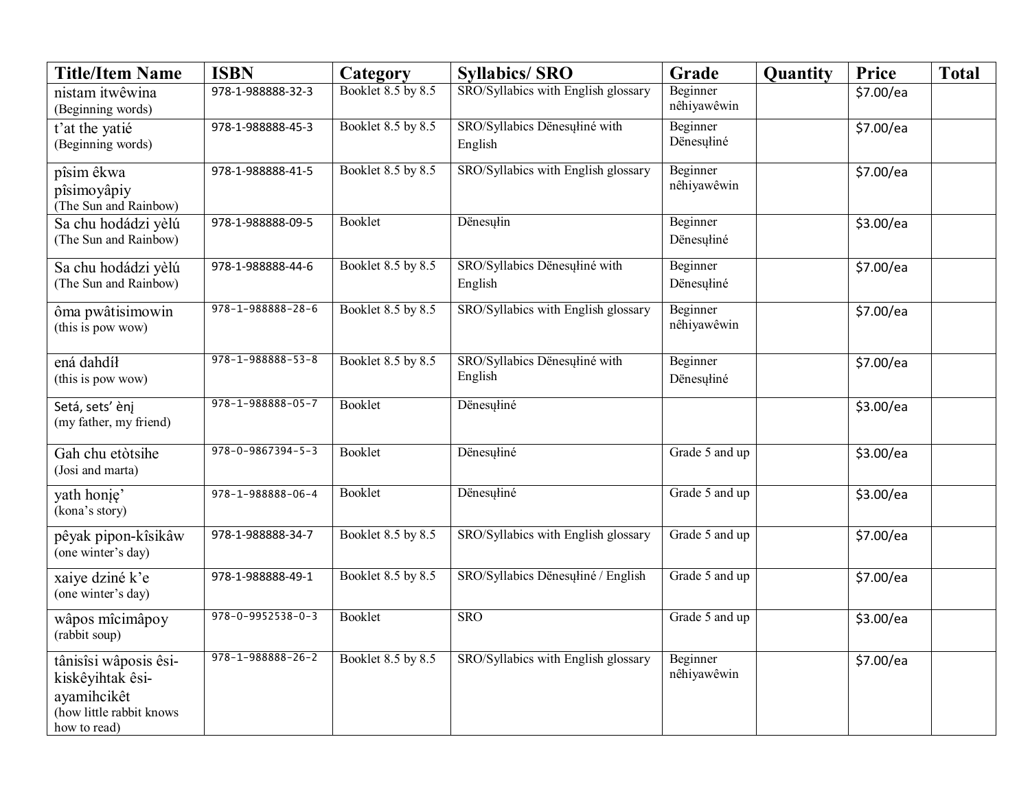| Title/Item Name | ISBN | Category | Syllabics/ SRO | Grade | Quantity | Price | Total |
|---|---|---|---|---|---|---|---|
| nistam itwêwina (Beginning words) | 978-1-988888-32-3 | Booklet 8.5 by 8.5 | SRO/Syllabics with English glossary | Beginner nêhiyawêwin | | $7.00/ea | |
| t'at the yatié (Beginning words) | 978-1-988888-45-3 | Booklet 8.5 by 8.5 | SRO/Syllabics Dënesųłiné with English | Beginner Dënesųłiné | | $7.00/ea | |
| pîsim êkwa pîsimoyâpiy (The Sun and Rainbow) | 978-1-988888-41-5 | Booklet 8.5 by 8.5 | SRO/Syllabics with English glossary | Beginner nêhiyawêwin | | $7.00/ea | |
| Sa chu hodádzi yèlú (The Sun and Rainbow) | 978-1-988888-09-5 | Booklet | Dënesųłin | Beginner Dënesųłiné | | $3.00/ea | |
| Sa chu hodádzi yèlú (The Sun and Rainbow) | 978-1-988888-44-6 | Booklet 8.5 by 8.5 | SRO/Syllabics Dënesųłiné with English | Beginner Dënesųłiné | | $7.00/ea | |
| ôma pwâtisimowin (this is pow wow) | 978-1-988888-28-6 | Booklet 8.5 by 8.5 | SRO/Syllabics with English glossary | Beginner nêhiyawêwin | | $7.00/ea | |
| ená dahdíł (this is pow wow) | 978-1-988888-53-8 | Booklet 8.5 by 8.5 | SRO/Syllabics Dënesųłiné with English | Beginner Dënesųłiné | | $7.00/ea | |
| Setá, sets' ènį (my father, my friend) | 978-1-988888-05-7 | Booklet | Dënesųłiné | | | $3.00/ea | |
| Gah chu etòtsihe (Josi and marta) | 978-0-9867394-5-3 | Booklet | Dënesųłiné | Grade 5 and up | | $3.00/ea | |
| yath honįę' (kona's story) | 978-1-988888-06-4 | Booklet | Dënesųłiné | Grade 5 and up | | $3.00/ea | |
| pêyak pipon-kîsikâw (one winter's day) | 978-1-988888-34-7 | Booklet 8.5 by 8.5 | SRO/Syllabics with English glossary | Grade 5 and up | | $7.00/ea | |
| xaiye dziné k'e (one winter's day) | 978-1-988888-49-1 | Booklet 8.5 by 8.5 | SRO/Syllabics Dënesųłiné / English | Grade 5 and up | | $7.00/ea | |
| wâpos mîcimâpoy (rabbit soup) | 978-0-9952538-0-3 | Booklet | SRO | Grade 5 and up | | $3.00/ea | |
| tânisîsi wâposis êsi-kiskêyihtak êsi-ayamihcikêt (how little rabbit knows how to read) | 978-1-988888-26-2 | Booklet 8.5 by 8.5 | SRO/Syllabics with English glossary | Beginner nêhiyawêwin | | $7.00/ea | |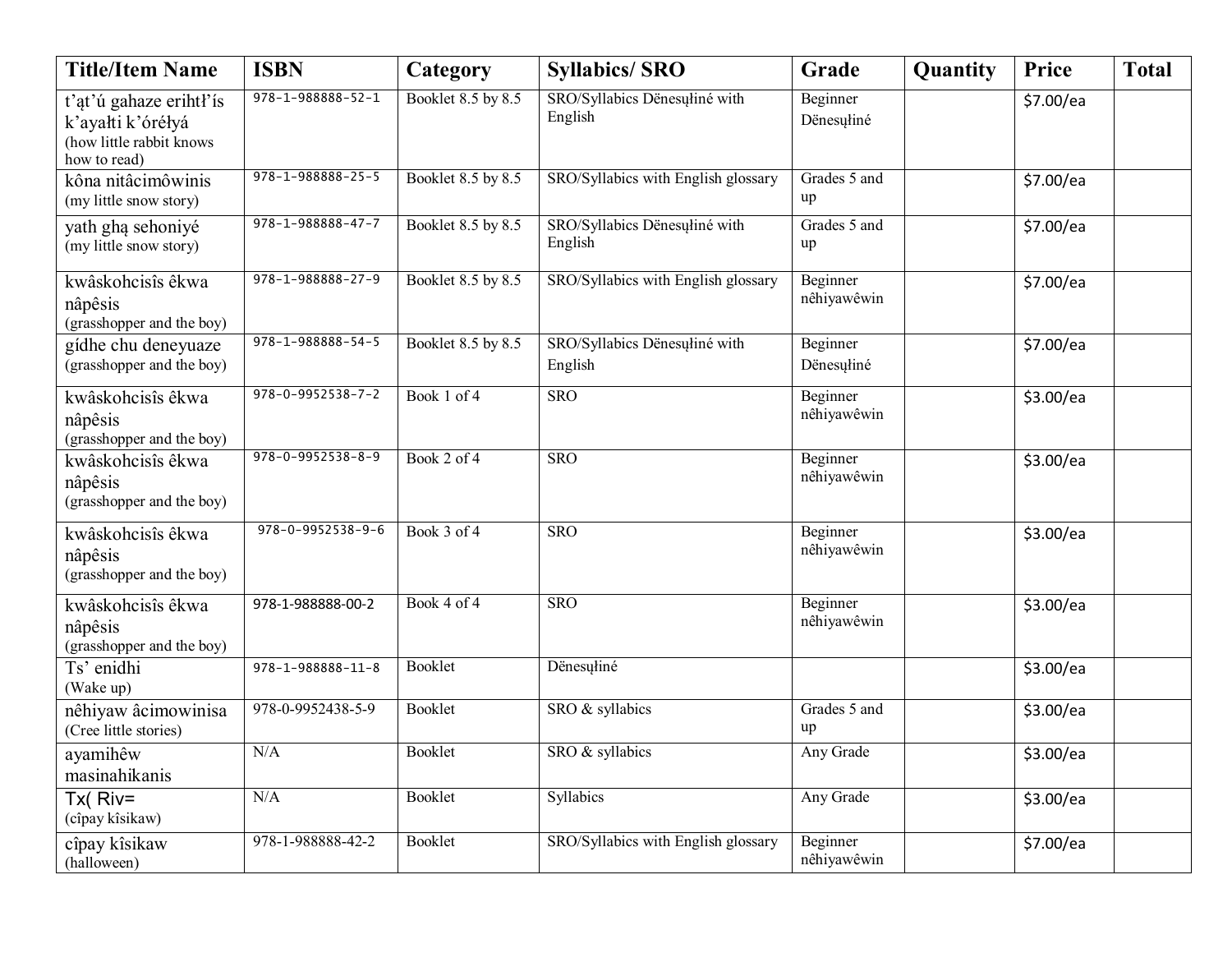| Title/Item Name | ISBN | Category | Syllabics/ SRO | Grade | Quantity | Price | Total |
| --- | --- | --- | --- | --- | --- | --- | --- |
| t'ąt'ú gahaze erihtł'ís k'ayałti k'óréłyá (how little rabbit knows how to read) | 978-1-988888-52-1 | Booklet 8.5 by 8.5 | SRO/Syllabics Dënesųłiné with English | Beginner Dënesųłiné | | $7.00/ea | |
| kôna nitâcimôwinis (my little snow story) | 978-1-988888-25-5 | Booklet 8.5 by 8.5 | SRO/Syllabics with English glossary | Grades 5 and up | | $7.00/ea | |
| yath ghą sehoniyé (my little snow story) | 978-1-988888-47-7 | Booklet 8.5 by 8.5 | SRO/Syllabics Dënesųłiné with English | Grades 5 and up | | $7.00/ea | |
| kwâskohcisîs êkwa nâpêsis (grasshopper and the boy) | 978-1-988888-27-9 | Booklet 8.5 by 8.5 | SRO/Syllabics with English glossary | Beginner nêhiyawêwin | | $7.00/ea | |
| gídhe chu deneyuaze (grasshopper and the boy) | 978-1-988888-54-5 | Booklet 8.5 by 8.5 | SRO/Syllabics Dënesųłiné with English | Beginner Dënesųłiné | | $7.00/ea | |
| kwâskohcisîs êkwa nâpêsis (grasshopper and the boy) | 978-0-9952538-7-2 | Book 1 of 4 | SRO | Beginner nêhiyawêwin | | $3.00/ea | |
| kwâskohcisîs êkwa nâpêsis (grasshopper and the boy) | 978-0-9952538-8-9 | Book 2 of 4 | SRO | Beginner nêhiyawêwin | | $3.00/ea | |
| kwâskohcisîs êkwa nâpêsis (grasshopper and the boy) | 978-0-9952538-9-6 | Book 3 of 4 | SRO | Beginner nêhiyawêwin | | $3.00/ea | |
| kwâskohcisîs êkwa nâpêsis (grasshopper and the boy) | 978-1-988888-00-2 | Book 4 of 4 | SRO | Beginner nêhiyawêwin | | $3.00/ea | |
| Ts' enidhi (Wake up) | 978-1-988888-11-8 | Booklet | Dënesųłiné | | | $3.00/ea | |
| nêhiyaw âcimowinisa (Cree little stories) | 978-0-9952438-5-9 | Booklet | SRO & syllabics | Grades 5 and up | | $3.00/ea | |
| ayamihêw masinahikanis | N/A | Booklet | SRO & syllabics | Any Grade | | $3.00/ea | |
| Tx( Riv= (cîpay kîsikaw) | N/A | Booklet | Syllabics | Any Grade | | $3.00/ea | |
| cîpay kîsikaw (halloween) | 978-1-988888-42-2 | Booklet | SRO/Syllabics with English glossary | Beginner nêhiyawêwin | | $7.00/ea | |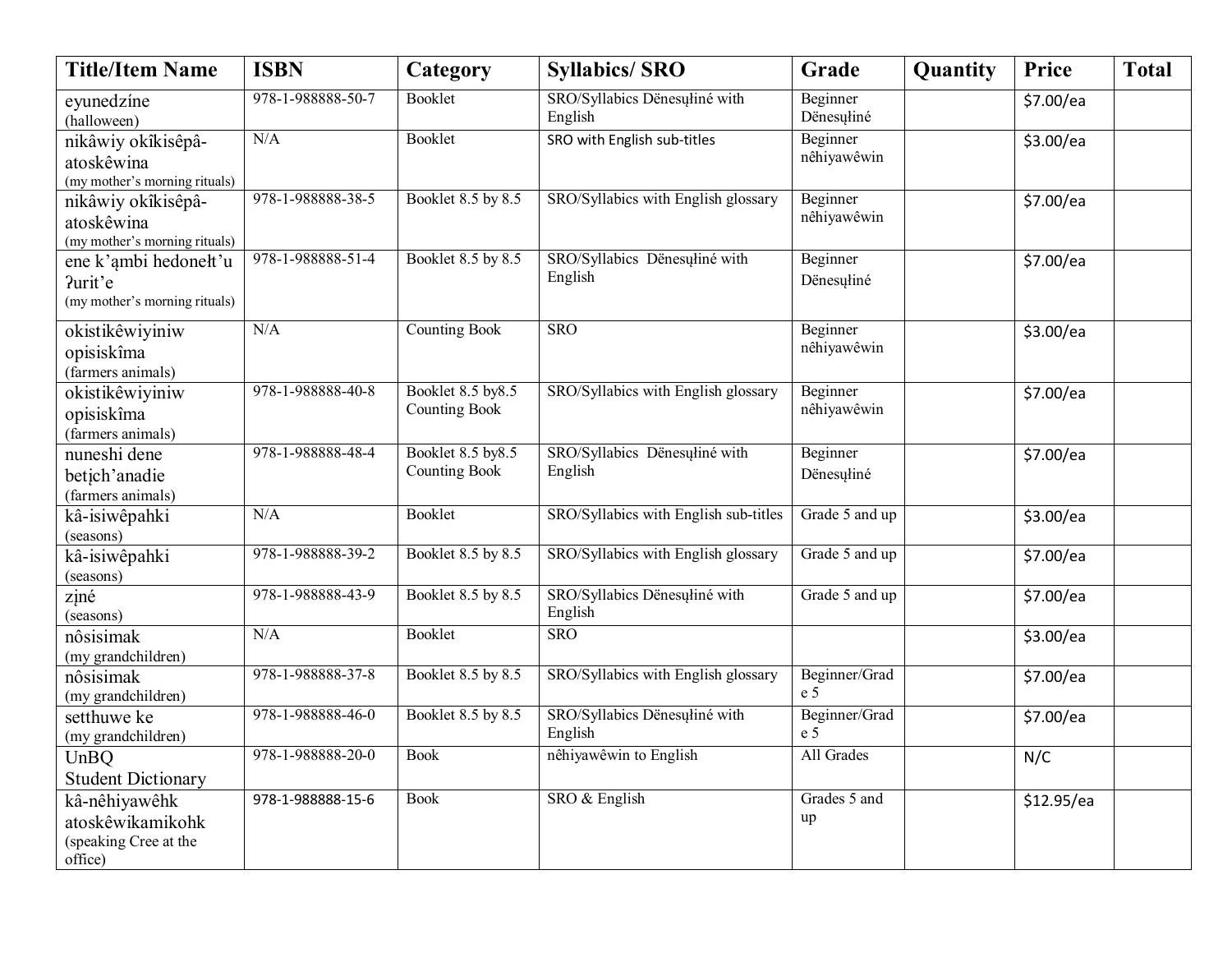| Title/Item Name | ISBN | Category | Syllabics/ SRO | Grade | Quantity | Price | Total |
|---|---|---|---|---|---|---|---|
| eyunedzíne (halloween) | 978-1-988888-50-7 | Booklet | SRO/Syllabics Dënesųłiné with English | Beginner Dënesųłiné | | $7.00/ea | |
| nikâwiy okîkisêpâ-atoskêwina (my mother's morning rituals) | N/A | Booklet | SRO with English sub-titles | Beginner nêhiyawêwin | | $3.00/ea | |
| nikâwiy okîkisêpâ-atoskêwina (my mother's morning rituals) | 978-1-988888-38-5 | Booklet 8.5 by 8.5 | SRO/Syllabics with English glossary | Beginner nêhiyawêwin | | $7.00/ea | |
| ene k'ąmbi hedonełt'u ʔurit'e (my mother's morning rituals) | 978-1-988888-51-4 | Booklet 8.5 by 8.5 | SRO/Syllabics Dënesųłiné with English | Beginner Dënesųłiné | | $7.00/ea | |
| okistikêwiyiniw opisiskîma (farmers animals) | N/A | Counting Book | SRO | Beginner nêhiyawêwin | | $3.00/ea | |
| okistikêwiyiniw opisiskîma (farmers animals) | 978-1-988888-40-8 | Booklet 8.5 by8.5 Counting Book | SRO/Syllabics with English glossary | Beginner nêhiyawêwin | | $7.00/ea | |
| nuneshi dene betįch'anadie (farmers animals) | 978-1-988888-48-4 | Booklet 8.5 by8.5 Counting Book | SRO/Syllabics Dënesųłiné with English | Beginner Dënesųłiné | | $7.00/ea | |
| kâ-isiwêpahki (seasons) | N/A | Booklet | SRO/Syllabics with English sub-titles | Grade 5 and up | | $3.00/ea | |
| kâ-isiwêpahki (seasons) | 978-1-988888-39-2 | Booklet 8.5 by 8.5 | SRO/Syllabics with English glossary | Grade 5 and up | | $7.00/ea | |
| zįné (seasons) | 978-1-988888-43-9 | Booklet 8.5 by 8.5 | SRO/Syllabics Dënesųłiné with English | Grade 5 and up | | $7.00/ea | |
| nôsisimak (my grandchildren) | N/A | Booklet | SRO | | | $3.00/ea | |
| nôsisimak (my grandchildren) | 978-1-988888-37-8 | Booklet 8.5 by 8.5 | SRO/Syllabics with English glossary | Beginner/Grade 5 | | $7.00/ea | |
| setthuwe ke (my grandchildren) | 978-1-988888-46-0 | Booklet 8.5 by 8.5 | SRO/Syllabics Dënesųłiné with English | Beginner/Grade 5 | | $7.00/ea | |
| UnBQ Student Dictionary | 978-1-988888-20-0 | Book | nêhiyawêwin to English | All Grades | | N/C | |
| kâ-nêhiyawêhk atoskêwikamikohk (speaking Cree at the office) | 978-1-988888-15-6 | Book | SRO & English | Grades 5 and up | | $12.95/ea | |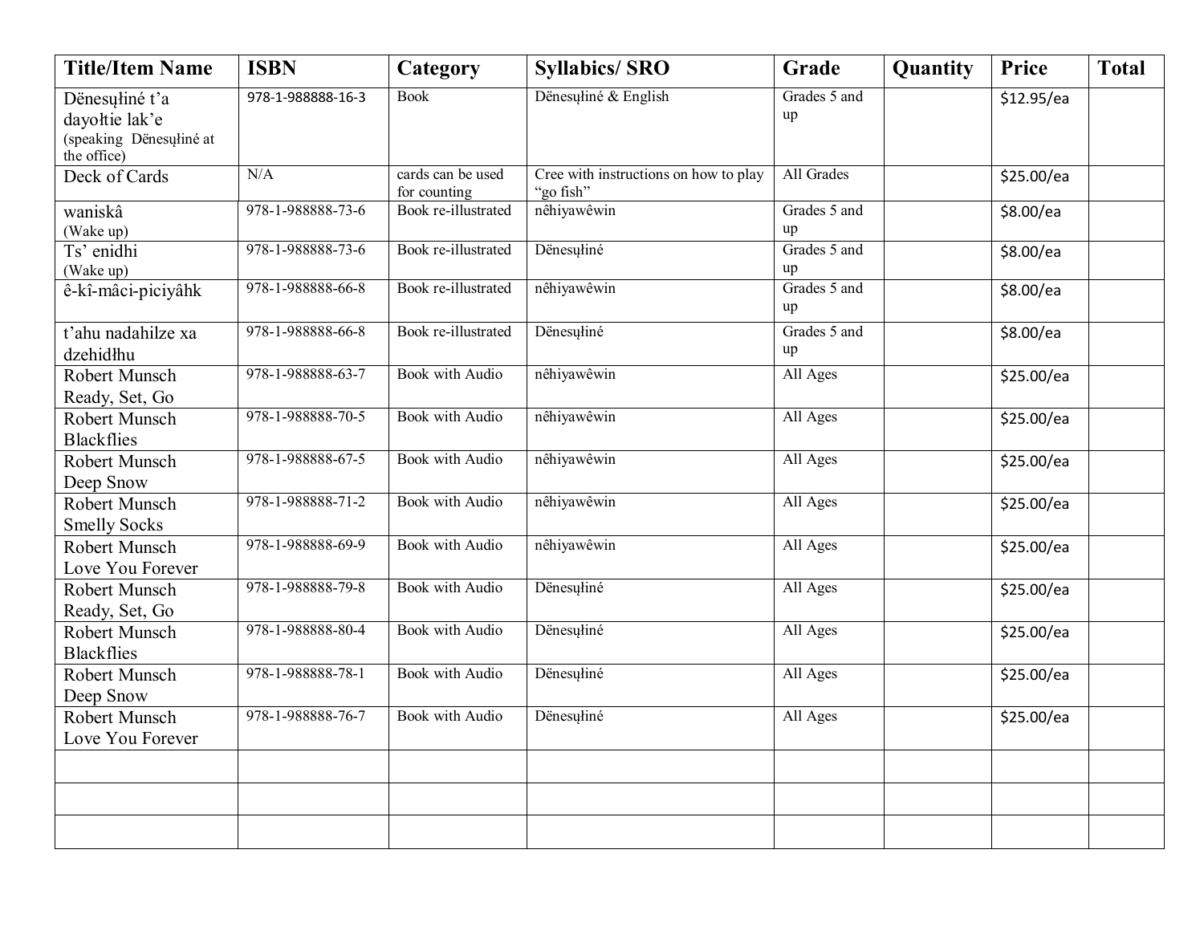| Title/Item Name | ISBN | Category | Syllabics/ SRO | Grade | Quantity | Price | Total |
| --- | --- | --- | --- | --- | --- | --- | --- |
| Dĕnesųłiné t'a dayołtie lak'e (speaking Dĕnesųłiné at the office) | 978-1-988888-16-3 | Book | Dĕnesųłiné & English | Grades 5 and up | | $12.95/ea | |
| Deck of Cards | N/A | cards can be used for counting | Cree with instructions on how to play "go fish" | All Grades | | $25.00/ea | |
| waniskâ (Wake up) | 978-1-988888-73-6 | Book re-illustrated | nêhiyawêwin | Grades 5 and up | | $8.00/ea | |
| Ts' enidhi (Wake up) | 978-1-988888-73-6 | Book re-illustrated | Dĕnesųłiné | Grades 5 and up | | $8.00/ea | |
| ê-kî-mâci-piciyâhk | 978-1-988888-66-8 | Book re-illustrated | nêhiyawêwin | Grades 5 and up | | $8.00/ea | |
| t'ahu nadahilze xa dzehidłhu | 978-1-988888-66-8 | Book re-illustrated | Dĕnesųłiné | Grades 5 and up | | $8.00/ea | |
| Robert Munsch Ready, Set, Go | 978-1-988888-63-7 | Book with Audio | nêhiyawêwin | All Ages | | $25.00/ea | |
| Robert Munsch Blackflies | 978-1-988888-70-5 | Book with Audio | nêhiyawêwin | All Ages | | $25.00/ea | |
| Robert Munsch Deep Snow | 978-1-988888-67-5 | Book with Audio | nêhiyawêwin | All Ages | | $25.00/ea | |
| Robert Munsch Smelly Socks | 978-1-988888-71-2 | Book with Audio | nêhiyawêwin | All Ages | | $25.00/ea | |
| Robert Munsch Love You Forever | 978-1-988888-69-9 | Book with Audio | nêhiyawêwin | All Ages | | $25.00/ea | |
| Robert Munsch Ready, Set, Go | 978-1-988888-79-8 | Book with Audio | Dĕnesųłiné | All Ages | | $25.00/ea | |
| Robert Munsch Blackflies | 978-1-988888-80-4 | Book with Audio | Dĕnesųłiné | All Ages | | $25.00/ea | |
| Robert Munsch Deep Snow | 978-1-988888-78-1 | Book with Audio | Dĕnesųłiné | All Ages | | $25.00/ea | |
| Robert Munsch Love You Forever | 978-1-988888-76-7 | Book with Audio | Dĕnesųłiné | All Ages | | $25.00/ea | |
| | | | | | | | |
| | | | | | | | |
| | | | | | | | |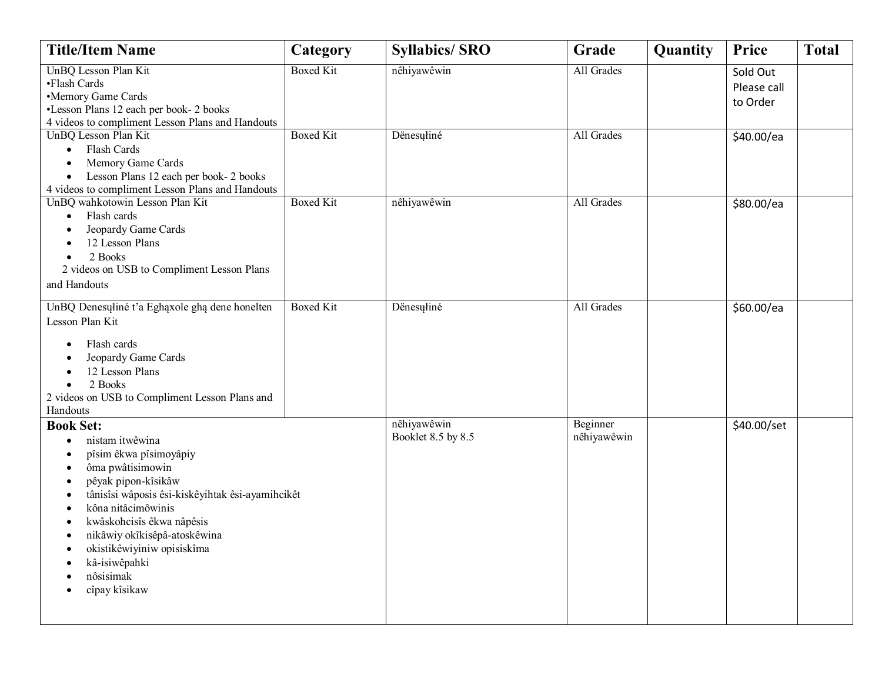| Title/Item Name | Category | Syllabics/ SRO | Grade | Quantity | Price | Total |
|---|---|---|---|---|---|---|
| UnBQ Lesson Plan Kit<br>•Flash Cards<br>•Memory Game Cards<br>•Lesson Plans 12 each per book- 2 books<br>4 videos to compliment Lesson Plans and Handouts | Boxed Kit | nêhiyawêwin | All Grades | | Sold Out Please call to Order | |
| UnBQ Lesson Plan Kit<br>• Flash Cards<br>• Memory Game Cards<br>• Lesson Plans 12 each per book- 2 books<br>4 videos to compliment Lesson Plans and Handouts | Boxed Kit | Dënesųłiné | All Grades | | $40.00/ea | |
| UnBQ wahkotowin Lesson Plan Kit<br>• Flash cards<br>• Jeopardy Game Cards<br>• 12 Lesson Plans<br>• 2 Books<br>2 videos on USB to Compliment Lesson Plans and Handouts | Boxed Kit | nêhiyawêwin | All Grades | | $80.00/ea | |
| UnBQ Denesųłiné t'a Eghąxole ghą dene honelten Lesson Plan Kit<br>• Flash cards<br>• Jeopardy Game Cards<br>• 12 Lesson Plans<br>• 2 Books<br>2 videos on USB to Compliment Lesson Plans and Handouts | Boxed Kit | Dënesųłiné | All Grades | | $60.00/ea | |
| **Book Set:**<br>• nistam itwêwina<br>• pîsim êkwa pîsimoyâpiy<br>• ôma pwâtisimowin<br>• pêyak pipon-kîsikâw<br>• tânisîsi wâposis êsi-kiskêyihtak êsi-ayamihcikêt<br>• kôna nitâcimôwinis<br>• kwâskohcisîs êkwa nâpêsis<br>• nikâwiy okîkisêpâ-atoskêwina<br>• okistikêwiyiniw opisiskîma<br>• kâ-isiwêpahki<br>• nôsisimak<br>• cîpay kîsikaw | | nêhiyawêwin<br>Booklet 8.5 by 8.5 | Beginner nêhiyawêwin | | $40.00/set | |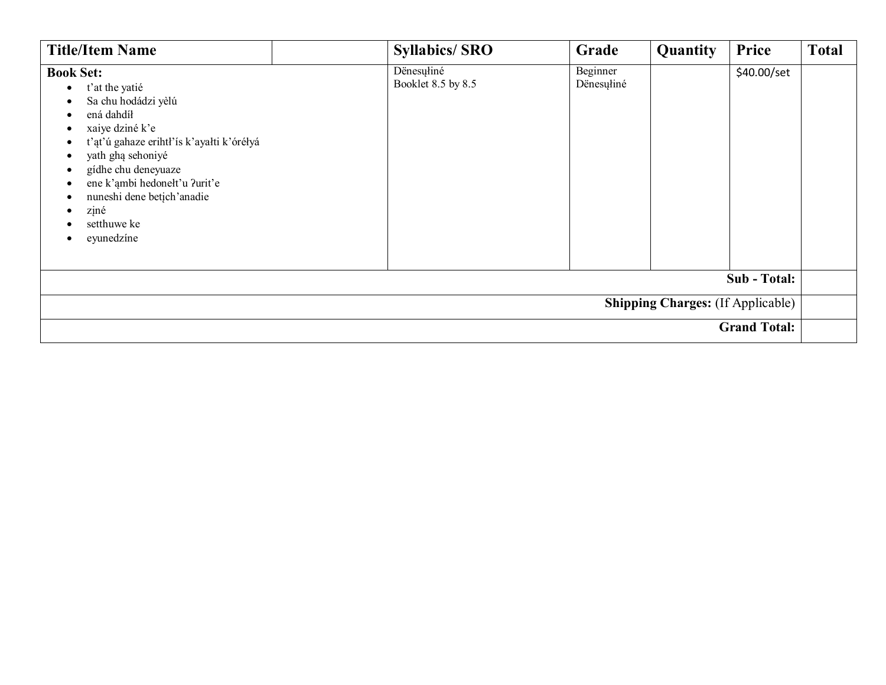| Title/Item Name | | Syllabics/ SRO | Grade | Quantity | Price | Total |
|---|---|---|---|---|---|---|
| **Book Set:**<br>• t'at the yatié<br>• Sa chu hodádzi yèlú<br>• ená dahdíł<br>• xaiye dziné k'e<br>• t'ąt'ú gahaze erihtł'ís k'ayałti k'órélyá<br>• yath ghą sehoniyé<br>• gídhe chu deneyuaze<br>• ene k'ąmbi hedonełt'u ʔurit'e<br>• nuneshi dene betįch'anadie<br>• zįné<br>• setthuwe ke<br>• eyunedzíne | | Dënesųłiné<br>Booklet 8.5 by 8.5 | Beginner<br>Dënesųłiné | | $40.00/set | |
| | | | | | **Sub - Total:** | |
| | | | | | **Shipping Charges:** (If Applicable) | |
| | | | | | **Grand Total:** | |